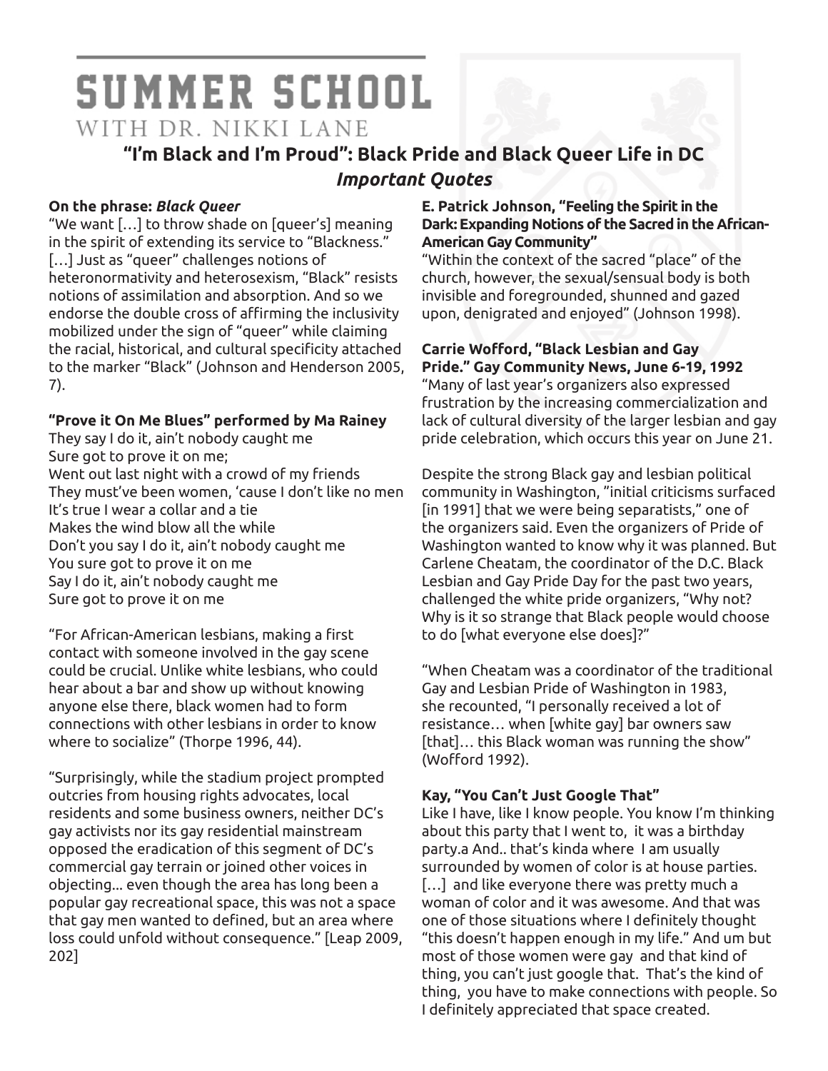# SUMMER SCHOOL

WITH DR. NIKKI LANE

## "I'm Black and I'm Proud": Black Pride and Black Queer Life in DC

### *Important Quotes*

**On the phrase: *Black Queer***

"We want […] to throw shade on [queer's] meaning in the spirit of extending its service to "Blackness." […] Just as "queer" challenges notions of heteronormativity and heterosexism, "Black" resists notions of assimilation and absorption. And so we endorse the double cross of affirming the inclusivity mobilized under the sign of "queer" while claiming the racial, historical, and cultural specificity attached to the marker "Black" (Johnson and Henderson 2005, 7).

**"Prove it On Me Blues" performed by Ma Rainey**

They say I do it, ain't nobody caught me
Sure got to prove it on me;
Went out last night with a crowd of my friends
They must've been women, 'cause I don't like no men
It's true I wear a collar and a tie
Makes the wind blow all the while
Don't you say I do it, ain't nobody caught me
You sure got to prove it on me
Say I do it, ain't nobody caught me
Sure got to prove it on me

"For African-American lesbians, making a first contact with someone involved in the gay scene could be crucial. Unlike white lesbians, who could hear about a bar and show up without knowing anyone else there, black women had to form connections with other lesbians in order to know where to socialize" (Thorpe 1996, 44).

"Surprisingly, while the stadium project prompted outcries from housing rights advocates, local residents and some business owners, neither DC's gay activists nor its gay residential mainstream opposed the eradication of this segment of DC's commercial gay terrain or joined other voices in objecting… even though the area has long been a popular gay recreational space, this was not a space that gay men wanted to defined, but an area where loss could unfold without consequence." [Leap 2009, 202]

**E. Patrick Johnson, "Feeling the Spirit in the Dark: Expanding Notions of the Sacred in the African-American Gay Community"**

"Within the context of the sacred "place" of the church, however, the sexual/sensual body is both invisible and foregrounded, shunned and gazed upon, denigrated and enjoyed" (Johnson 1998).

**Carrie Wofford, "Black Lesbian and Gay Pride." Gay Community News, June 6-19, 1992**

"Many of last year's organizers also expressed frustration by the increasing commercialization and lack of cultural diversity of the larger lesbian and gay pride celebration, which occurs this year on June 21.

Despite the strong Black gay and lesbian political community in Washington, "initial criticisms surfaced [in 1991] that we were being separatists," one of the organizers said. Even the organizers of Pride of Washington wanted to know why it was planned. But Carlene Cheatam, the coordinator of the D.C. Black Lesbian and Gay Pride Day for the past two years, challenged the white pride organizers, "Why not? Why is it so strange that Black people would choose to do [what everyone else does]?"

"When Cheatam was a coordinator of the traditional Gay and Lesbian Pride of Washington in 1983, she recounted, "I personally received a lot of resistance… when [white gay] bar owners saw [that]… this Black woman was running the show" (Wofford 1992).

**Kay, "You Can't Just Google That"**

Like I have, like I know people. You know I'm thinking about this party that I went to, it was a birthday party.a And.. that's kinda where I am usually surrounded by women of color is at house parties. […] and like everyone there was pretty much a woman of color and it was awesome. And that was one of those situations where I definitely thought "this doesn't happen enough in my life." And um but most of those women were gay and that kind of thing, you can't just google that. That's the kind of thing, you have to make connections with people. So I definitely appreciated that space created.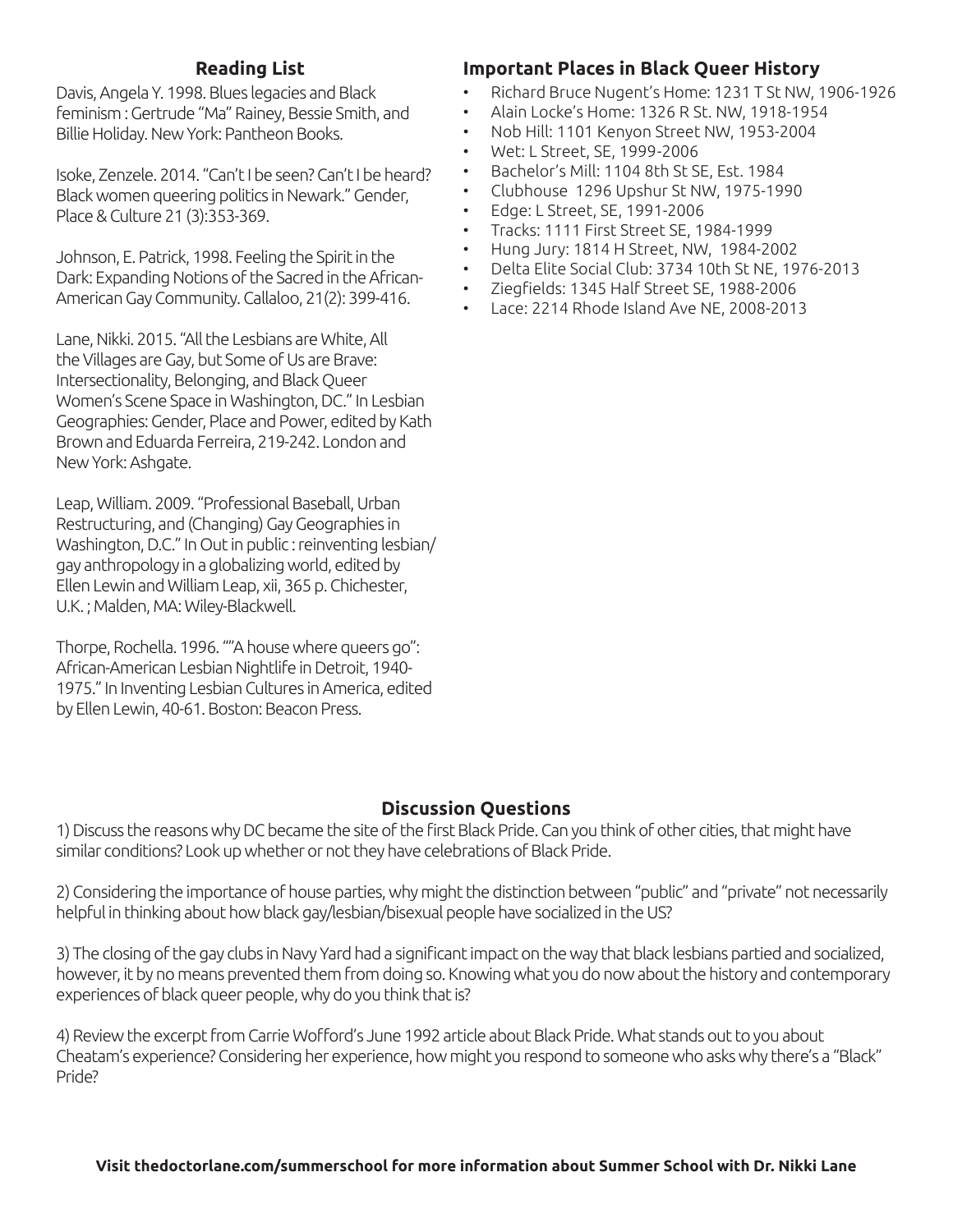## Reading List

Davis, Angela Y. 1998. Blues legacies and Black feminism : Gertrude "Ma" Rainey, Bessie Smith, and Billie Holiday. New York: Pantheon Books.

Isoke, Zenzele. 2014. "Can't I be seen? Can't I be heard? Black women queering politics in Newark." Gender, Place & Culture 21 (3):353-369.

Johnson, E. Patrick, 1998. Feeling the Spirit in the Dark: Expanding Notions of the Sacred in the African-American Gay Community. Callaloo, 21(2): 399-416.

Lane, Nikki. 2015. "All the Lesbians are White, All the Villages are Gay, but Some of Us are Brave: Intersectionality, Belonging, and Black Queer Women's Scene Space in Washington, DC." In Lesbian Geographies: Gender, Place and Power, edited by Kath Brown and Eduarda Ferreira, 219-242. London and New York: Ashgate.

Leap, William. 2009. "Professional Baseball, Urban Restructuring, and (Changing) Gay Geographies in Washington, D.C." In Out in public : reinventing lesbian/gay anthropology in a globalizing world, edited by Ellen Lewin and William Leap, xii, 365 p. Chichester, U.K. ; Malden, MA: Wiley-Blackwell.

Thorpe, Rochella. 1996. ""A house where queers go": African-American Lesbian Nightlife in Detroit, 1940-1975." In Inventing Lesbian Cultures in America, edited by Ellen Lewin, 40-61. Boston: Beacon Press.

## Important Places in Black Queer History

- Richard Bruce Nugent's Home: 1231 T St NW, 1906-1926
- Alain Locke's Home: 1326 R St. NW, 1918-1954
- Nob Hill: 1101 Kenyon Street NW, 1953-2004
- Wet: L Street, SE, 1999-2006
- Bachelor's Mill: 1104 8th St SE, Est. 1984
- Clubhouse 1296 Upshur St NW, 1975-1990
- Edge: L Street, SE, 1991-2006
- Tracks: 1111 First Street SE, 1984-1999
- Hung Jury: 1814 H Street, NW, 1984-2002
- Delta Elite Social Club: 3734 10th St NE, 1976-2013
- Ziegfields: 1345 Half Street SE, 1988-2006
- Lace: 2214 Rhode Island Ave NE, 2008-2013

## Discussion Questions

1) Discuss the reasons why DC became the site of the first Black Pride. Can you think of other cities, that might have similar conditions? Look up whether or not they have celebrations of Black Pride.

2) Considering the importance of house parties, why might the distinction between "public" and "private" not necessarily helpful in thinking about how black gay/lesbian/bisexual people have socialized in the US?

3) The closing of the gay clubs in Navy Yard had a significant impact on the way that black lesbians partied and socialized, however, it by no means prevented them from doing so. Knowing what you do now about the history and contemporary experiences of black queer people, why do you think that is?

4) Review the excerpt from Carrie Wofford's June 1992 article about Black Pride. What stands out to you about Cheatam's experience? Considering her experience, how might you respond to someone who asks why there's a "Black" Pride?

**Visit thedoctorlane.com/summerschool for more information about Summer School with Dr. Nikki Lane**